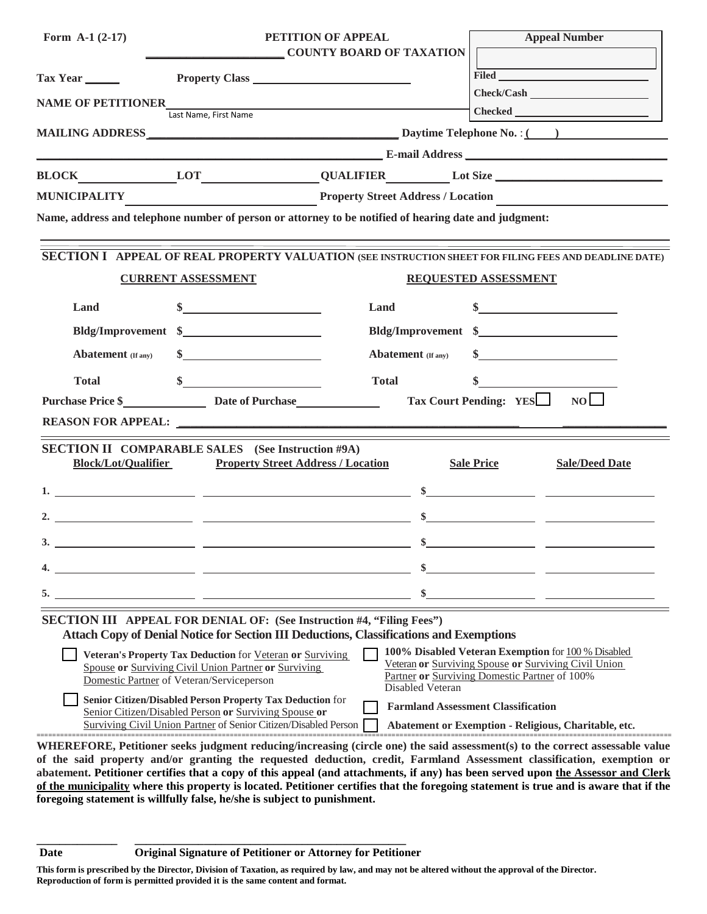**Form A-1 (2-17)**

# PETITION OF APPEAL
## _______________ COUNTY BOARD OF TAXATION

| Appeal Number |
|---|
| |
| Filed ______ |
| Check/Cash ______ |
| Checked ______ |

**Tax Year** ______ **Property Class** ______________________

**NAME OF PETITIONER** ______________________________________
Last Name, First Name

**MAILING ADDRESS** ______________________________ **Daytime Telephone No.** : (____) __________

______________________________________________ **E-mail Address** ______________________

**BLOCK** __________ **LOT** __________ **QUALIFIER** ________ **Lot Size** ______________

**MUNICIPALITY** __________________ **Property Street Address / Location** ______________

**Name, address and telephone number of person or attorney to be notified of hearing date and judgment:**

______________________________________________________________________________

## SECTION I APPEAL OF REAL PROPERTY VALUATION (SEE INSTRUCTION SHEET FOR FILING FEES AND DEADLINE DATE)

| CURRENT ASSESSMENT | | REQUESTED ASSESSMENT | |
|---|---|---|---|
| **Land** | $ | **Land** | $ |
| **Bldg/Improvement** | $ | **Bldg/Improvement** | $ |
| **Abatement** (If any) | $ | **Abatement** (If any) | $ |
| **Total** | $ | **Total** | $ |

**Purchase Price $** __________ **Date of Purchase** __________ **Tax Court Pending: YES** ☐ **NO** ☐

**REASON FOR APPEAL:** ______________________________________________

## SECTION II COMPARABLE SALES (See Instruction #9A)

| | Block/Lot/Qualifier | Property Street Address / Location | Sale Price | Sale/Deed Date |
|---|---|---|---|---|
| 1. | | | $ | |
| 2. | | | $ | |
| 3. | | | $ | |
| 4. | | | $ | |
| 5. | | | $ | |

## SECTION III APPEAL FOR DENIAL OF: (See Instruction #4, "Filing Fees")

**Attach Copy of Denial Notice for Section III Deductions, Classifications and Exemptions**

☐ **Veteran's Property Tax Deduction** for Veteran **or** Surviving Spouse **or** Surviving Civil Union Partner **or** Surviving Domestic Partner of Veteran/Serviceperson

☐ **100% Disabled Veteran Exemption** for 100 % Disabled Veteran **or** Surviving Spouse **or** Surviving Civil Union Partner **or** Surviving Domestic Partner of 100% Disabled Veteran

☐ **Senior Citizen/Disabled Person Property Tax Deduction** for Senior Citizen/Disabled Person **or** Surviving Spouse **or** Surviving Civil Union Partner of Senior Citizen/Disabled Person

☐ **Farmland Assessment Classification**

☐ **Abatement or Exemption - Religious, Charitable, etc.**

**WHEREFORE, Petitioner seeks judgment reducing/increasing (circle one) the said assessment(s) to the correct assessable value of the said property and/or granting the requested deduction, credit, Farmland Assessment classification, exemption or abatement. Petitioner certifies that a copy of this appeal (and attachments, if any) has been served upon the Assessor and Clerk of the municipality where this property is located. Petitioner certifies that the foregoing statement is true and is aware that if the foregoing statement is willfully false, he/she is subject to punishment.**

__________ ______________________________________

**Date** **Original Signature of Petitioner or Attorney for Petitioner**

**This form is prescribed by the Director, Division of Taxation, as required by law, and may not be altered without the approval of the Director. Reproduction of form is permitted provided it is the same content and format.**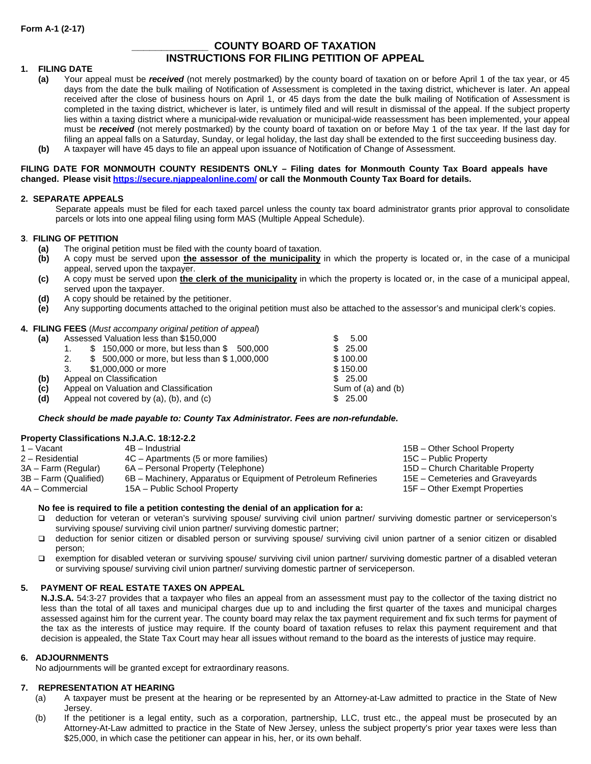Form A-1 (2-17)

# _______________ COUNTY BOARD OF TAXATION
# INSTRUCTIONS FOR FILING PETITION OF APPEAL

## 1. FILING DATE

**(a)** Your appeal must be ***received*** (not merely postmarked) by the county board of taxation on or before April 1 of the tax year, or 45 days from the date the bulk mailing of Notification of Assessment is completed in the taxing district, whichever is later. An appeal received after the close of business hours on April 1, or 45 days from the date the bulk mailing of Notification of Assessment is completed in the taxing district, whichever is later, is untimely filed and will result in dismissal of the appeal. If the subject property lies within a taxing district where a municipal-wide revaluation or municipal-wide reassessment has been implemented, your appeal must be ***received*** (not merely postmarked) by the county board of taxation on or before May 1 of the tax year. If the last day for filing an appeal falls on a Saturday, Sunday, or legal holiday, the last day shall be extended to the first succeeding business day.

**(b)** A taxpayer will have 45 days to file an appeal upon issuance of Notification of Change of Assessment.

**FILING DATE FOR MONMOUTH COUNTY RESIDENTS ONLY – Filing dates for Monmouth County Tax Board appeals have changed. Please visit https://secure.njappealonline.com/ or call the Monmouth County Tax Board for details.**

## 2. SEPARATE APPEALS

Separate appeals must be filed for each taxed parcel unless the county tax board administrator grants prior approval to consolidate parcels or lots into one appeal filing using form MAS (Multiple Appeal Schedule).

## 3. FILING OF PETITION

**(a)** The original petition must be filed with the county board of taxation.

**(b)** A copy must be served upon **the assessor of the municipality** in which the property is located or, in the case of a municipal appeal, served upon the taxpayer.

**(c)** A copy must be served upon **the clerk of the municipality** in which the property is located or, in the case of a municipal appeal, served upon the taxpayer.

**(d)** A copy should be retained by the petitioner.

**(e)** Any supporting documents attached to the original petition must also be attached to the assessor's and municipal clerk's copies.

## 4. FILING FEES (*Must accompany original petition of appeal*)

| | | |
|---|---|---|
| **(a)** | Assessed Valuation less than $150,000 | $ 5.00 |
| | 1. $ 150,000 or more, but less than $ 500,000 | $ 25.00 |
| | 2. $ 500,000 or more, but less than $ 1,000,000 | $ 100.00 |
| | 3. $1,000,000 or more | $ 150.00 |
| **(b)** | Appeal on Classification | $ 25.00 |
| **(c)** | Appeal on Valuation and Classification | Sum of (a) and (b) |
| **(d)** | Appeal not covered by (a), (b), and (c) | $ 25.00 |

***Check should be made payable to: County Tax Administrator. Fees are non-refundable.***

**Property Classifications N.J.A.C. 18:12-2.2**

| | | |
|---|---|---|
| 1 – Vacant | 4B – Industrial | 15B – Other School Property |
| 2 – Residential | 4C – Apartments (5 or more families) | 15C – Public Property |
| 3A – Farm (Regular) | 6A – Personal Property (Telephone) | 15D – Church Charitable Property |
| 3B – Farm (Qualified) | 6B – Machinery, Apparatus or Equipment of Petroleum Refineries | 15E – Cemeteries and Graveyards |
| 4A – Commercial | 15A – Public School Property | 15F – Other Exempt Properties |

**No fee is required to file a petition contesting the denial of an application for a:**

- deduction for veteran or veteran's surviving spouse/ surviving civil union partner/ surviving domestic partner or serviceperson's surviving spouse/ surviving civil union partner/ surviving domestic partner;
- deduction for senior citizen or disabled person or surviving spouse/ surviving civil union partner of a senior citizen or disabled person;
- exemption for disabled veteran or surviving spouse/ surviving civil union partner/ surviving domestic partner of a disabled veteran or surviving spouse/ surviving civil union partner/ surviving domestic partner of serviceperson.

## 5. PAYMENT OF REAL ESTATE TAXES ON APPEAL

**N.J.S.A.** 54:3-27 provides that a taxpayer who files an appeal from an assessment must pay to the collector of the taxing district no less than the total of all taxes and municipal charges due up to and including the first quarter of the taxes and municipal charges assessed against him for the current year. The county board may relax the tax payment requirement and fix such terms for payment of the tax as the interests of justice may require. If the county board of taxation refuses to relax this payment requirement and that decision is appealed, the State Tax Court may hear all issues without remand to the board as the interests of justice may require.

## 6. ADJOURNMENTS

No adjournments will be granted except for extraordinary reasons.

## 7. REPRESENTATION AT HEARING

(a) A taxpayer must be present at the hearing or be represented by an Attorney-at-Law admitted to practice in the State of New Jersey.

(b) If the petitioner is a legal entity, such as a corporation, partnership, LLC, trust etc., the appeal must be prosecuted by an Attorney-At-Law admitted to practice in the State of New Jersey, unless the subject property's prior year taxes were less than $25,000, in which case the petitioner can appear in his, her, or its own behalf.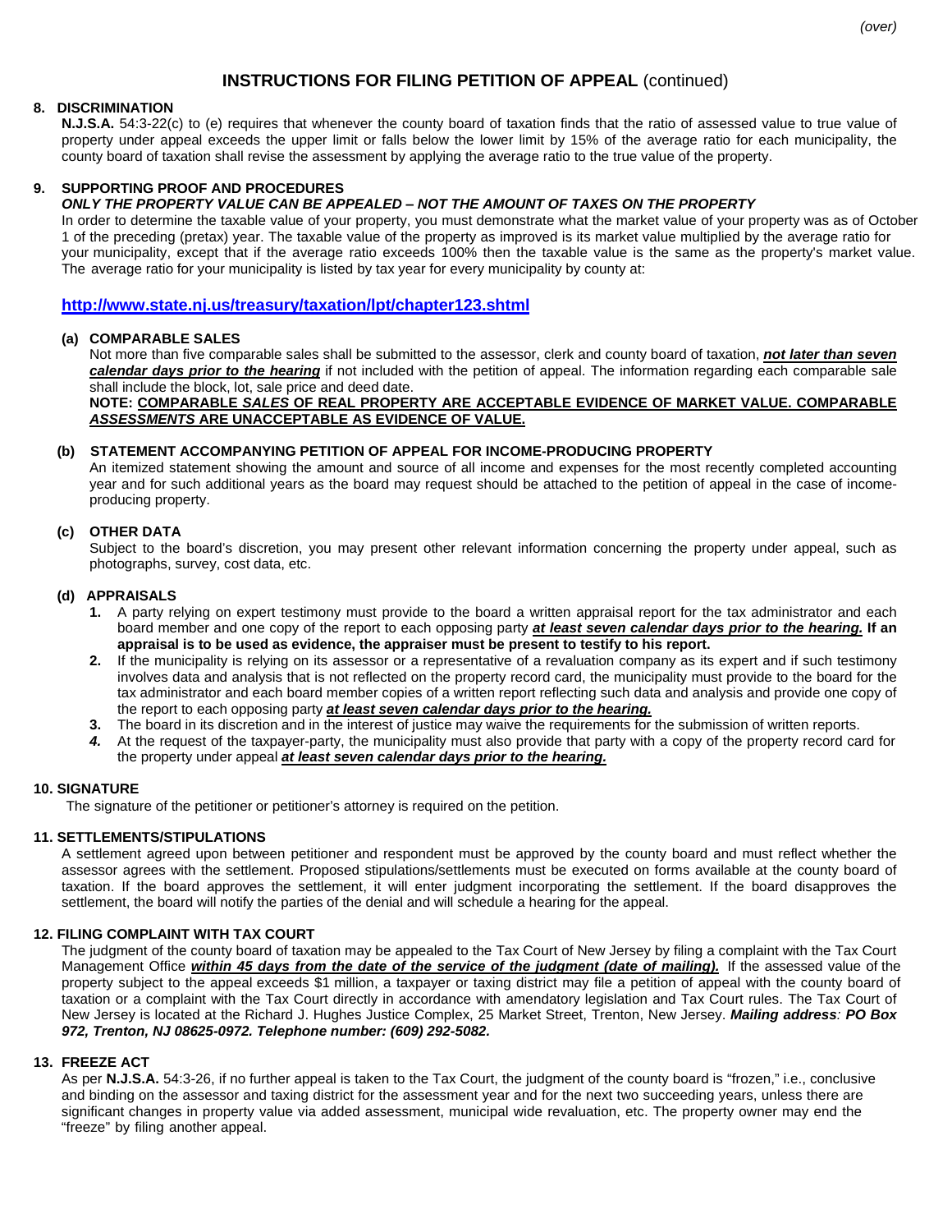*(over)*

## INSTRUCTIONS FOR FILING PETITION OF APPEAL (continued)

### 8. DISCRIMINATION

**N.J.S.A.** 54:3-22(c) to (e) requires that whenever the county board of taxation finds that the ratio of assessed value to true value of property under appeal exceeds the upper limit or falls below the lower limit by 15% of the average ratio for each municipality, the county board of taxation shall revise the assessment by applying the average ratio to the true value of the property.

### 9. SUPPORTING PROOF AND PROCEDURES

***ONLY THE PROPERTY VALUE CAN BE APPEALED – NOT THE AMOUNT OF TAXES ON THE PROPERTY***

In order to determine the taxable value of your property, you must demonstrate what the market value of your property was as of October 1 of the preceding (pretax) year. The taxable value of the property as improved is its market value multiplied by the average ratio for your municipality, except that if the average ratio exceeds 100% then the taxable value is the same as the property's market value. The average ratio for your municipality is listed by tax year for every municipality by county at:

**http://www.state.nj.us/treasury/taxation/lpt/chapter123.shtml**

**(a) COMPARABLE SALES**

Not more than five comparable sales shall be submitted to the assessor, clerk and county board of taxation, ***not later than seven calendar days prior to the hearing*** if not included with the petition of appeal. The information regarding each comparable sale shall include the block, lot, sale price and deed date.

**NOTE: COMPARABLE *SALES* OF REAL PROPERTY ARE ACCEPTABLE EVIDENCE OF MARKET VALUE. COMPARABLE *ASSESSMENTS* ARE UNACCEPTABLE AS EVIDENCE OF VALUE.**

**(b) STATEMENT ACCOMPANYING PETITION OF APPEAL FOR INCOME-PRODUCING PROPERTY**

An itemized statement showing the amount and source of all income and expenses for the most recently completed accounting year and for such additional years as the board may request should be attached to the petition of appeal in the case of income-producing property.

**(c) OTHER DATA**

Subject to the board's discretion, you may present other relevant information concerning the property under appeal, such as photographs, survey, cost data, etc.

**(d) APPRAISALS**

1. A party relying on expert testimony must provide to the board a written appraisal report for the tax administrator and each board member and one copy of the report to each opposing party ***at least seven calendar days prior to the hearing.*** **If an appraisal is to be used as evidence, the appraiser must be present to testify to his report.**
2. If the municipality is relying on its assessor or a representative of a revaluation company as its expert and if such testimony involves data and analysis that is not reflected on the property record card, the municipality must provide to the board for the tax administrator and each board member copies of a written report reflecting such data and analysis and provide one copy of the report to each opposing party ***at least seven calendar days prior to the hearing.***
3. The board in its discretion and in the interest of justice may waive the requirements for the submission of written reports.
4. At the request of the taxpayer-party, the municipality must also provide that party with a copy of the property record card for the property under appeal ***at least seven calendar days prior to the hearing.***

### 10. SIGNATURE

The signature of the petitioner or petitioner's attorney is required on the petition.

### 11. SETTLEMENTS/STIPULATIONS

A settlement agreed upon between petitioner and respondent must be approved by the county board and must reflect whether the assessor agrees with the settlement. Proposed stipulations/settlements must be executed on forms available at the county board of taxation. If the board approves the settlement, it will enter judgment incorporating the settlement. If the board disapproves the settlement, the board will notify the parties of the denial and will schedule a hearing for the appeal.

### 12. FILING COMPLAINT WITH TAX COURT

The judgment of the county board of taxation may be appealed to the Tax Court of New Jersey by filing a complaint with the Tax Court Management Office ***within 45 days from the date of the service of the judgment (date of mailing).*** If the assessed value of the property subject to the appeal exceeds $1 million, a taxpayer or taxing district may file a petition of appeal with the county board of taxation or a complaint with the Tax Court directly in accordance with amendatory legislation and Tax Court rules. The Tax Court of New Jersey is located at the Richard J. Hughes Justice Complex, 25 Market Street, Trenton, New Jersey. ***Mailing address: PO Box 972, Trenton, NJ 08625-0972. Telephone number: (609) 292-5082.***

### 13. FREEZE ACT

As per **N.J.S.A.** 54:3-26, if no further appeal is taken to the Tax Court, the judgment of the county board is "frozen," i.e., conclusive and binding on the assessor and taxing district for the assessment year and for the next two succeeding years, unless there are significant changes in property value via added assessment, municipal wide revaluation, etc. The property owner may end the "freeze" by filing another appeal.